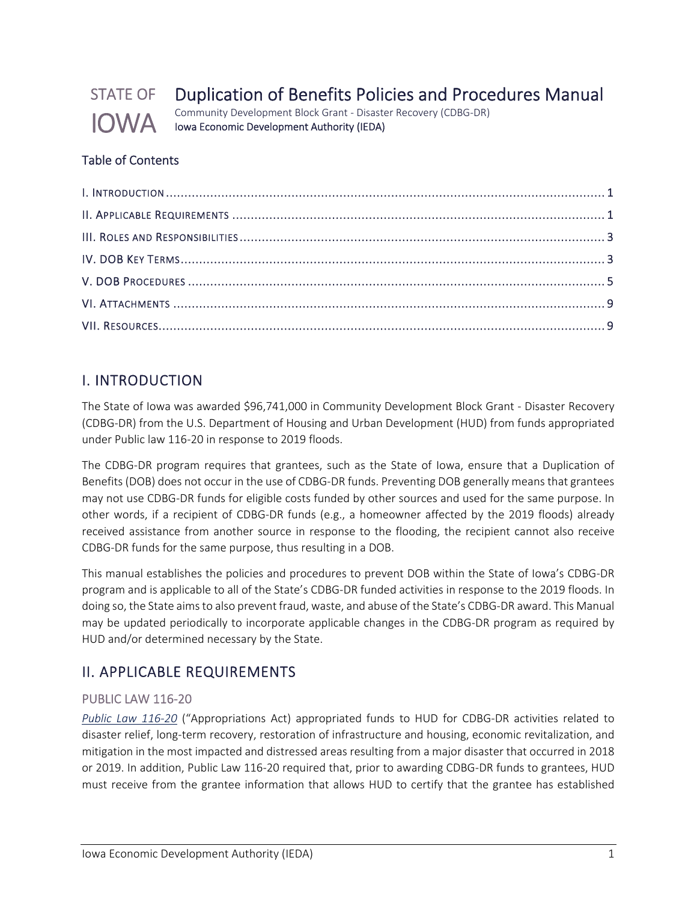# STATE OF IOWA Duplication of Benefits Policies and Procedures Manual

Community Development Block Grant - Disaster Recovery (CDBG-DR)

Iowa Economic Development Authority (IEDA)

## Table of Contents

I. Introduction ........................................................................................................................ 1

II. Applicable Requirements ..................................................................................................... 1

III. Roles and Responsibilities ................................................................................................... 3

IV. DOB Key Terms.................................................................................................................... 3

V. DOB Procedures .................................................................................................................. 5

VI. Attachments ....................................................................................................................... 9

VII. Resources........................................................................................................................... 9

## I. INTRODUCTION

The State of Iowa was awarded $96,741,000 in Community Development Block Grant - Disaster Recovery (CDBG-DR) from the U.S. Department of Housing and Urban Development (HUD) from funds appropriated under Public law 116-20 in response to 2019 floods.

The CDBG-DR program requires that grantees, such as the State of Iowa, ensure that a Duplication of Benefits (DOB) does not occur in the use of CDBG-DR funds. Preventing DOB generally means that grantees may not use CDBG-DR funds for eligible costs funded by other sources and used for the same purpose. In other words, if a recipient of CDBG-DR funds (e.g., a homeowner affected by the 2019 floods) already received assistance from another source in response to the flooding, the recipient cannot also receive CDBG-DR funds for the same purpose, thus resulting in a DOB.

This manual establishes the policies and procedures to prevent DOB within the State of Iowa's CDBG-DR program and is applicable to all of the State's CDBG-DR funded activities in response to the 2019 floods. In doing so, the State aims to also prevent fraud, waste, and abuse of the State's CDBG-DR award. This Manual may be updated periodically to incorporate applicable changes in the CDBG-DR program as required by HUD and/or determined necessary by the State.

## II. APPLICABLE REQUIREMENTS

### PUBLIC LAW 116-20

*Public Law 116-20* ("Appropriations Act) appropriated funds to HUD for CDBG-DR activities related to disaster relief, long-term recovery, restoration of infrastructure and housing, economic revitalization, and mitigation in the most impacted and distressed areas resulting from a major disaster that occurred in 2018 or 2019. In addition, Public Law 116-20 required that, prior to awarding CDBG-DR funds to grantees, HUD must receive from the grantee information that allows HUD to certify that the grantee has established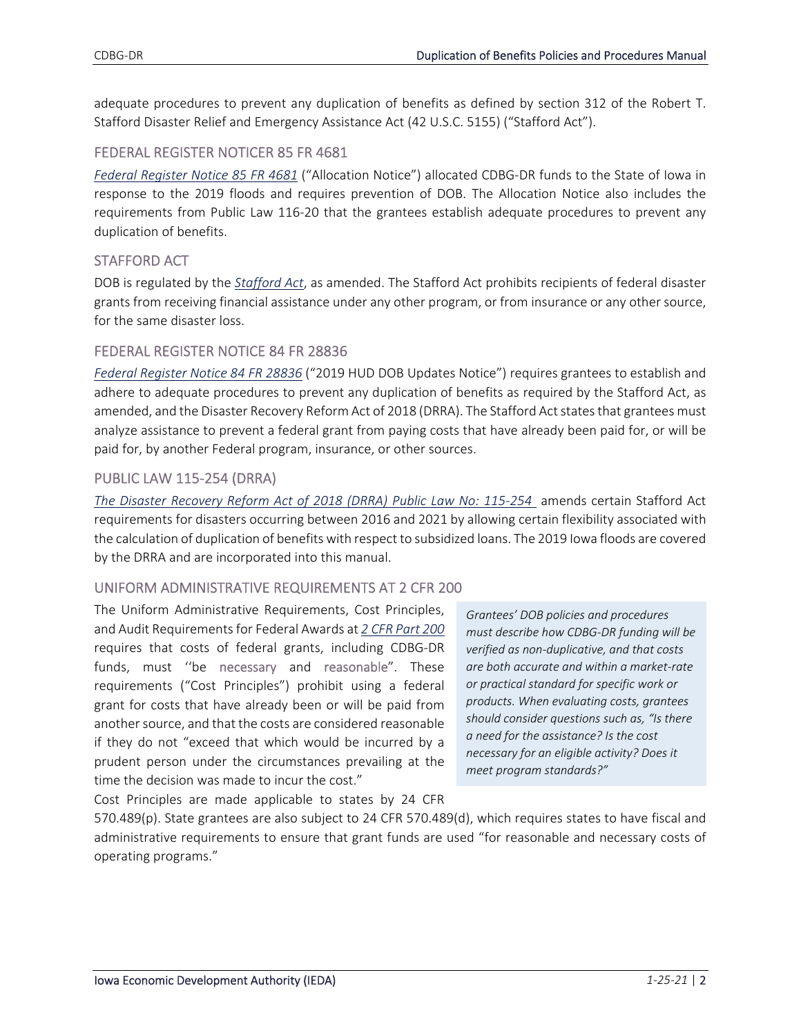adequate procedures to prevent any duplication of benefits as defined by section 312 of the Robert T. Stafford Disaster Relief and Emergency Assistance Act (42 U.S.C. 5155) ("Stafford Act").

## FEDERAL REGISTER NOTICER 85 FR 4681

*Federal Register Notice 85 FR 4681* ("Allocation Notice") allocated CDBG-DR funds to the State of Iowa in response to the 2019 floods and requires prevention of DOB. The Allocation Notice also includes the requirements from Public Law 116-20 that the grantees establish adequate procedures to prevent any duplication of benefits.

## STAFFORD ACT

DOB is regulated by the *Stafford Act*, as amended. The Stafford Act prohibits recipients of federal disaster grants from receiving financial assistance under any other program, or from insurance or any other source, for the same disaster loss.

## FEDERAL REGISTER NOTICE 84 FR 28836

*Federal Register Notice 84 FR 28836* ("2019 HUD DOB Updates Notice") requires grantees to establish and adhere to adequate procedures to prevent any duplication of benefits as required by the Stafford Act, as amended, and the Disaster Recovery Reform Act of 2018 (DRRA). The Stafford Act states that grantees must analyze assistance to prevent a federal grant from paying costs that have already been paid for, or will be paid for, by another Federal program, insurance, or other sources.

## PUBLIC LAW 115-254 (DRRA)

*The Disaster Recovery Reform Act of 2018 (DRRA) Public Law No: 115-254* amends certain Stafford Act requirements for disasters occurring between 2016 and 2021 by allowing certain flexibility associated with the calculation of duplication of benefits with respect to subsidized loans. The 2019 Iowa floods are covered by the DRRA and are incorporated into this manual.

## UNIFORM ADMINISTRATIVE REQUIREMENTS AT 2 CFR 200

The Uniform Administrative Requirements, Cost Principles, and Audit Requirements for Federal Awards at *2 CFR Part 200* requires that costs of federal grants, including CDBG-DR funds, must ''be necessary and reasonable". These requirements ("Cost Principles") prohibit using a federal grant for costs that have already been or will be paid from another source, and that the costs are considered reasonable if they do not "exceed that which would be incurred by a prudent person under the circumstances prevailing at the time the decision was made to incur the cost."

> *Grantees' DOB policies and procedures must describe how CDBG-DR funding will be verified as non-duplicative, and that costs are both accurate and within a market-rate or practical standard for specific work or products. When evaluating costs, grantees should consider questions such as, "Is there a need for the assistance? Is the cost necessary for an eligible activity? Does it meet program standards?"*

Cost Principles are made applicable to states by 24 CFR 570.489(p). State grantees are also subject to 24 CFR 570.489(d), which requires states to have fiscal and administrative requirements to ensure that grant funds are used "for reasonable and necessary costs of operating programs."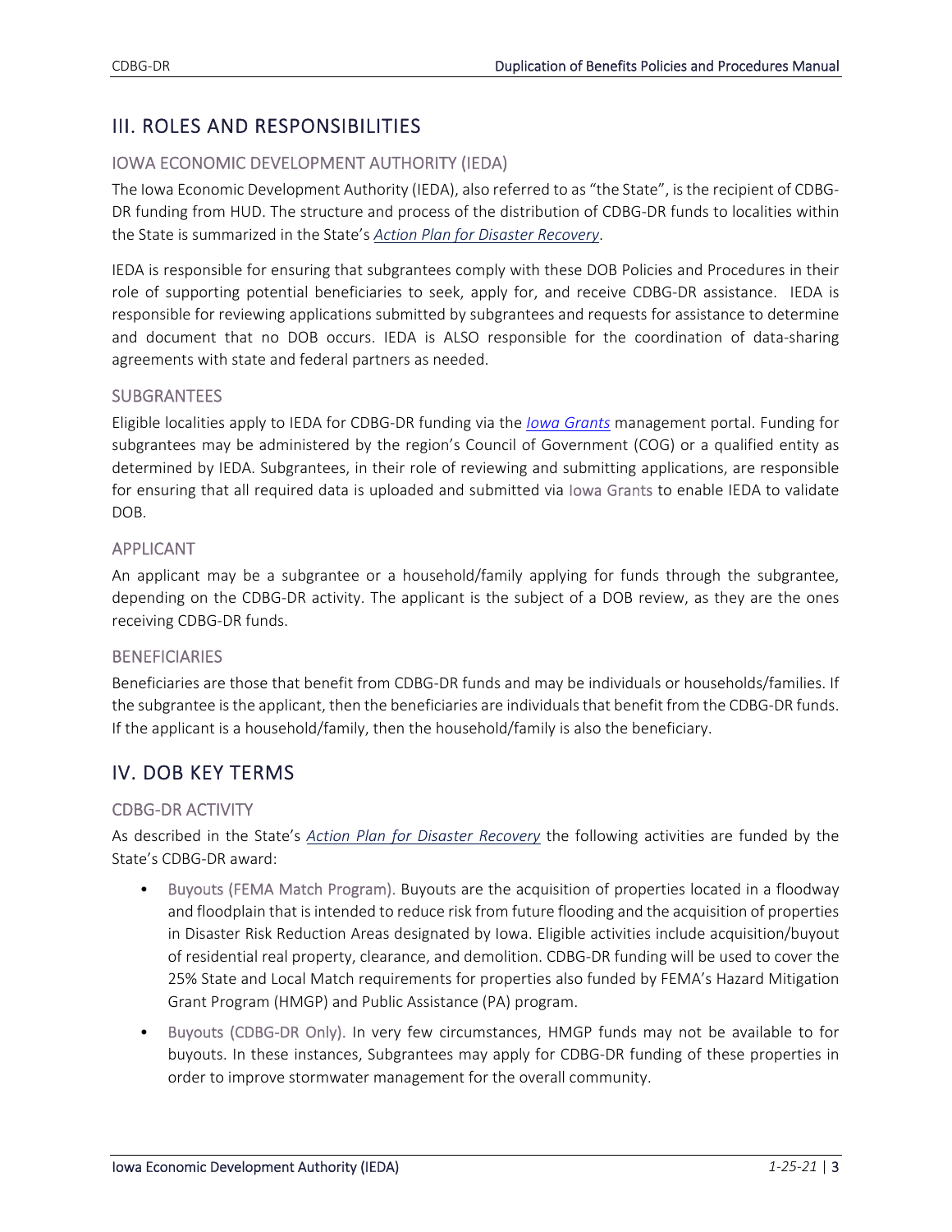## III. ROLES AND RESPONSIBILITIES

### IOWA ECONOMIC DEVELOPMENT AUTHORITY (IEDA)

The Iowa Economic Development Authority (IEDA), also referred to as "the State", is the recipient of CDBG-DR funding from HUD. The structure and process of the distribution of CDBG-DR funds to localities within the State is summarized in the State's *Action Plan for Disaster Recovery*.

IEDA is responsible for ensuring that subgrantees comply with these DOB Policies and Procedures in their role of supporting potential beneficiaries to seek, apply for, and receive CDBG-DR assistance. IEDA is responsible for reviewing applications submitted by subgrantees and requests for assistance to determine and document that no DOB occurs. IEDA is ALSO responsible for the coordination of data-sharing agreements with state and federal partners as needed.

### SUBGRANTEES

Eligible localities apply to IEDA for CDBG-DR funding via the *Iowa Grants* management portal. Funding for subgrantees may be administered by the region's Council of Government (COG) or a qualified entity as determined by IEDA. Subgrantees, in their role of reviewing and submitting applications, are responsible for ensuring that all required data is uploaded and submitted via Iowa Grants to enable IEDA to validate DOB.

### APPLICANT

An applicant may be a subgrantee or a household/family applying for funds through the subgrantee, depending on the CDBG-DR activity. The applicant is the subject of a DOB review, as they are the ones receiving CDBG-DR funds.

### BENEFICIARIES

Beneficiaries are those that benefit from CDBG-DR funds and may be individuals or households/families. If the subgrantee is the applicant, then the beneficiaries are individuals that benefit from the CDBG-DR funds. If the applicant is a household/family, then the household/family is also the beneficiary.

## IV. DOB KEY TERMS

### CDBG-DR ACTIVITY

As described in the State's *Action Plan for Disaster Recovery* the following activities are funded by the State's CDBG-DR award:

- Buyouts (FEMA Match Program). Buyouts are the acquisition of properties located in a floodway and floodplain that is intended to reduce risk from future flooding and the acquisition of properties in Disaster Risk Reduction Areas designated by Iowa. Eligible activities include acquisition/buyout of residential real property, clearance, and demolition. CDBG-DR funding will be used to cover the 25% State and Local Match requirements for properties also funded by FEMA's Hazard Mitigation Grant Program (HMGP) and Public Assistance (PA) program.
- Buyouts (CDBG-DR Only). In very few circumstances, HMGP funds may not be available to for buyouts. In these instances, Subgrantees may apply for CDBG-DR funding of these properties in order to improve stormwater management for the overall community.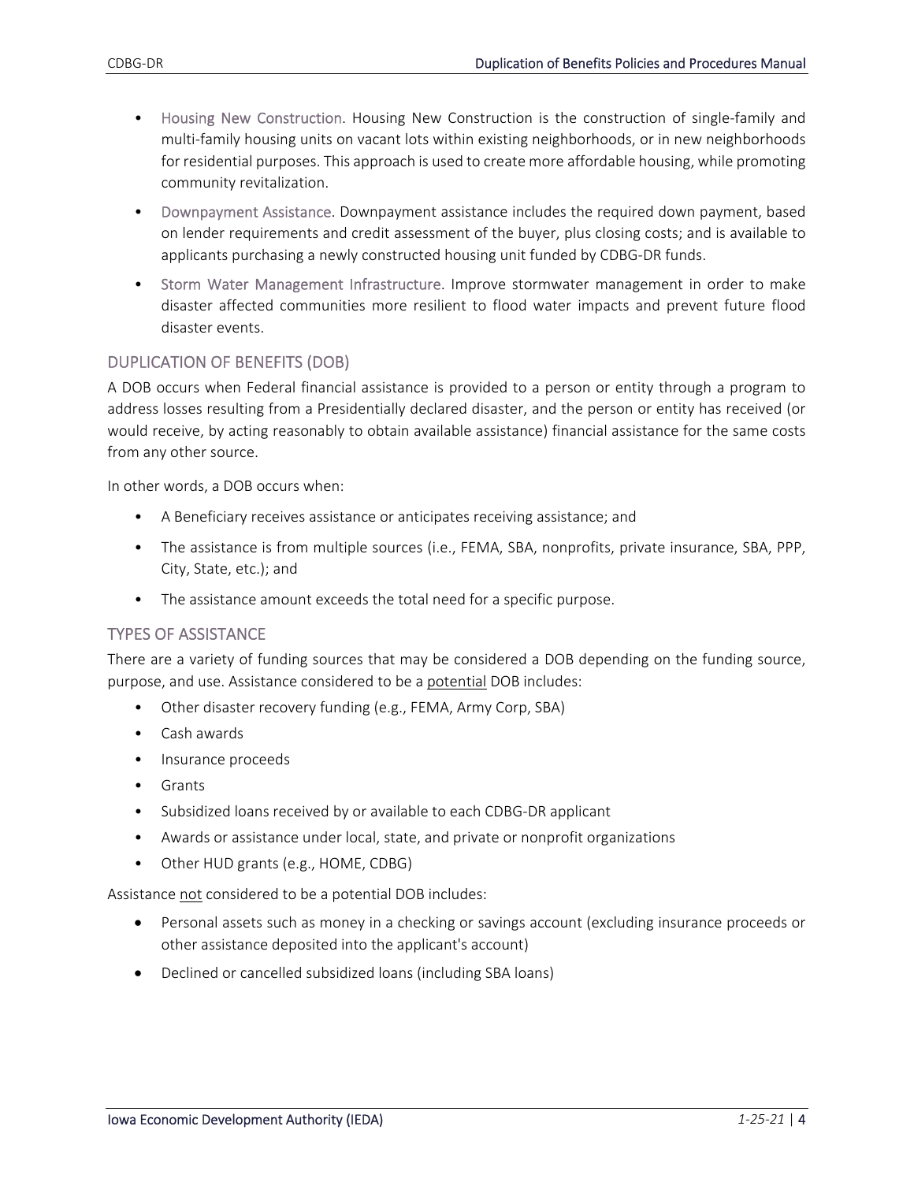- Housing New Construction. Housing New Construction is the construction of single-family and multi-family housing units on vacant lots within existing neighborhoods, or in new neighborhoods for residential purposes. This approach is used to create more affordable housing, while promoting community revitalization.
- Downpayment Assistance. Downpayment assistance includes the required down payment, based on lender requirements and credit assessment of the buyer, plus closing costs; and is available to applicants purchasing a newly constructed housing unit funded by CDBG-DR funds.
- Storm Water Management Infrastructure. Improve stormwater management in order to make disaster affected communities more resilient to flood water impacts and prevent future flood disaster events.

## DUPLICATION OF BENEFITS (DOB)

A DOB occurs when Federal financial assistance is provided to a person or entity through a program to address losses resulting from a Presidentially declared disaster, and the person or entity has received (or would receive, by acting reasonably to obtain available assistance) financial assistance for the same costs from any other source.

In other words, a DOB occurs when:

- A Beneficiary receives assistance or anticipates receiving assistance; and
- The assistance is from multiple sources (i.e., FEMA, SBA, nonprofits, private insurance, SBA, PPP, City, State, etc.); and
- The assistance amount exceeds the total need for a specific purpose.

## TYPES OF ASSISTANCE

There are a variety of funding sources that may be considered a DOB depending on the funding source, purpose, and use. Assistance considered to be a potential DOB includes:

- Other disaster recovery funding (e.g., FEMA, Army Corp, SBA)
- Cash awards
- Insurance proceeds
- Grants
- Subsidized loans received by or available to each CDBG-DR applicant
- Awards or assistance under local, state, and private or nonprofit organizations
- Other HUD grants (e.g., HOME, CDBG)

Assistance not considered to be a potential DOB includes:

- Personal assets such as money in a checking or savings account (excluding insurance proceeds or other assistance deposited into the applicant's account)
- Declined or cancelled subsidized loans (including SBA loans)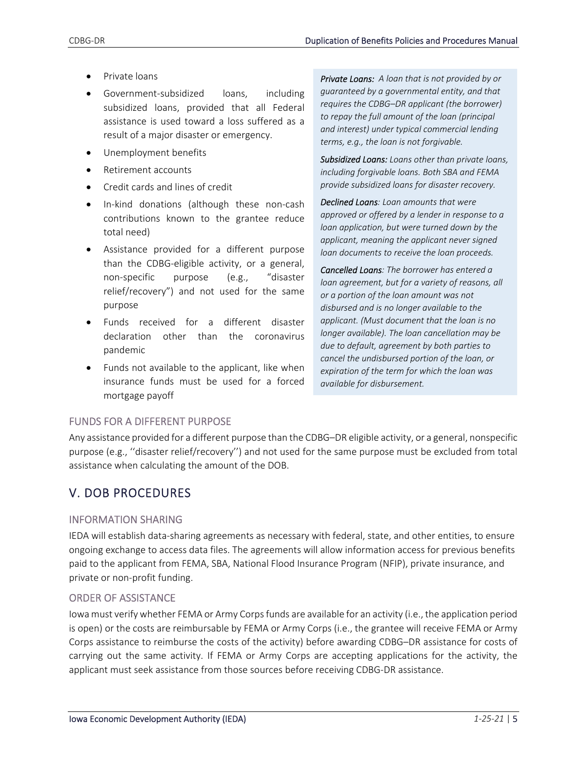- Private loans
- Government-subsidized loans, including subsidized loans, provided that all Federal assistance is used toward a loss suffered as a result of a major disaster or emergency.
- Unemployment benefits
- Retirement accounts
- Credit cards and lines of credit
- In-kind donations (although these non-cash contributions known to the grantee reduce total need)
- Assistance provided for a different purpose than the CDBG-eligible activity, or a general, non-specific purpose (e.g., "disaster relief/recovery") and not used for the same purpose
- Funds received for a different disaster declaration other than the coronavirus pandemic
- Funds not available to the applicant, like when insurance funds must be used for a forced mortgage payoff

***Private Loans:*** *A loan that is not provided by or guaranteed by a governmental entity, and that requires the CDBG–DR applicant (the borrower) to repay the full amount of the loan (principal and interest) under typical commercial lending terms, e.g., the loan is not forgivable.*

***Subsidized Loans:*** *Loans other than private loans, including forgivable loans. Both SBA and FEMA provide subsidized loans for disaster recovery.*

***Declined Loans****: Loan amounts that were approved or offered by a lender in response to a loan application, but were turned down by the applicant, meaning the applicant never signed loan documents to receive the loan proceeds.*

***Cancelled Loans****: The borrower has entered a loan agreement, but for a variety of reasons, all or a portion of the loan amount was not disbursed and is no longer available to the applicant. (Must document that the loan is no longer available). The loan cancellation may be due to default, agreement by both parties to cancel the undisbursed portion of the loan, or expiration of the term for which the loan was available for disbursement.*

### FUNDS FOR A DIFFERENT PURPOSE

Any assistance provided for a different purpose than the CDBG–DR eligible activity, or a general, nonspecific purpose (e.g., ''disaster relief/recovery'') and not used for the same purpose must be excluded from total assistance when calculating the amount of the DOB.

## V. DOB PROCEDURES

### INFORMATION SHARING

IEDA will establish data-sharing agreements as necessary with federal, state, and other entities, to ensure ongoing exchange to access data files. The agreements will allow information access for previous benefits paid to the applicant from FEMA, SBA, National Flood Insurance Program (NFIP), private insurance, and private or non-profit funding.

### ORDER OF ASSISTANCE

Iowa must verify whether FEMA or Army Corps funds are available for an activity (i.e., the application period is open) or the costs are reimbursable by FEMA or Army Corps (i.e., the grantee will receive FEMA or Army Corps assistance to reimburse the costs of the activity) before awarding CDBG–DR assistance for costs of carrying out the same activity. If FEMA or Army Corps are accepting applications for the activity, the applicant must seek assistance from those sources before receiving CDBG-DR assistance.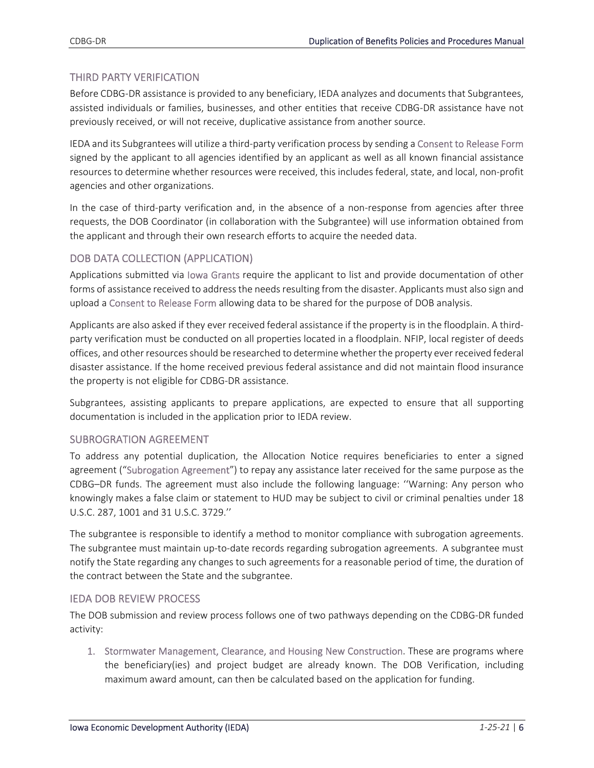## THIRD PARTY VERIFICATION

Before CDBG-DR assistance is provided to any beneficiary, IEDA analyzes and documents that Subgrantees, assisted individuals or families, businesses, and other entities that receive CDBG-DR assistance have not previously received, or will not receive, duplicative assistance from another source.

IEDA and its Subgrantees will utilize a third-party verification process by sending a Consent to Release Form signed by the applicant to all agencies identified by an applicant as well as all known financial assistance resources to determine whether resources were received, this includes federal, state, and local, non-profit agencies and other organizations.

In the case of third-party verification and, in the absence of a non-response from agencies after three requests, the DOB Coordinator (in collaboration with the Subgrantee) will use information obtained from the applicant and through their own research efforts to acquire the needed data.

## DOB DATA COLLECTION (APPLICATION)

Applications submitted via Iowa Grants require the applicant to list and provide documentation of other forms of assistance received to address the needs resulting from the disaster. Applicants must also sign and upload a Consent to Release Form allowing data to be shared for the purpose of DOB analysis.

Applicants are also asked if they ever received federal assistance if the property is in the floodplain. A third-party verification must be conducted on all properties located in a floodplain. NFIP, local register of deeds offices, and other resources should be researched to determine whether the property ever received federal disaster assistance. If the home received previous federal assistance and did not maintain flood insurance the property is not eligible for CDBG-DR assistance.

Subgrantees, assisting applicants to prepare applications, are expected to ensure that all supporting documentation is included in the application prior to IEDA review.

## SUBROGRATION AGREEMENT

To address any potential duplication, the Allocation Notice requires beneficiaries to enter a signed agreement ("Subrogation Agreement") to repay any assistance later received for the same purpose as the CDBG–DR funds. The agreement must also include the following language: ''Warning: Any person who knowingly makes a false claim or statement to HUD may be subject to civil or criminal penalties under 18 U.S.C. 287, 1001 and 31 U.S.C. 3729.''

The subgrantee is responsible to identify a method to monitor compliance with subrogation agreements. The subgrantee must maintain up-to-date records regarding subrogation agreements. A subgrantee must notify the State regarding any changes to such agreements for a reasonable period of time, the duration of the contract between the State and the subgrantee.

## IEDA DOB REVIEW PROCESS

The DOB submission and review process follows one of two pathways depending on the CDBG-DR funded activity:

1. Stormwater Management, Clearance, and Housing New Construction. These are programs where the beneficiary(ies) and project budget are already known. The DOB Verification, including maximum award amount, can then be calculated based on the application for funding.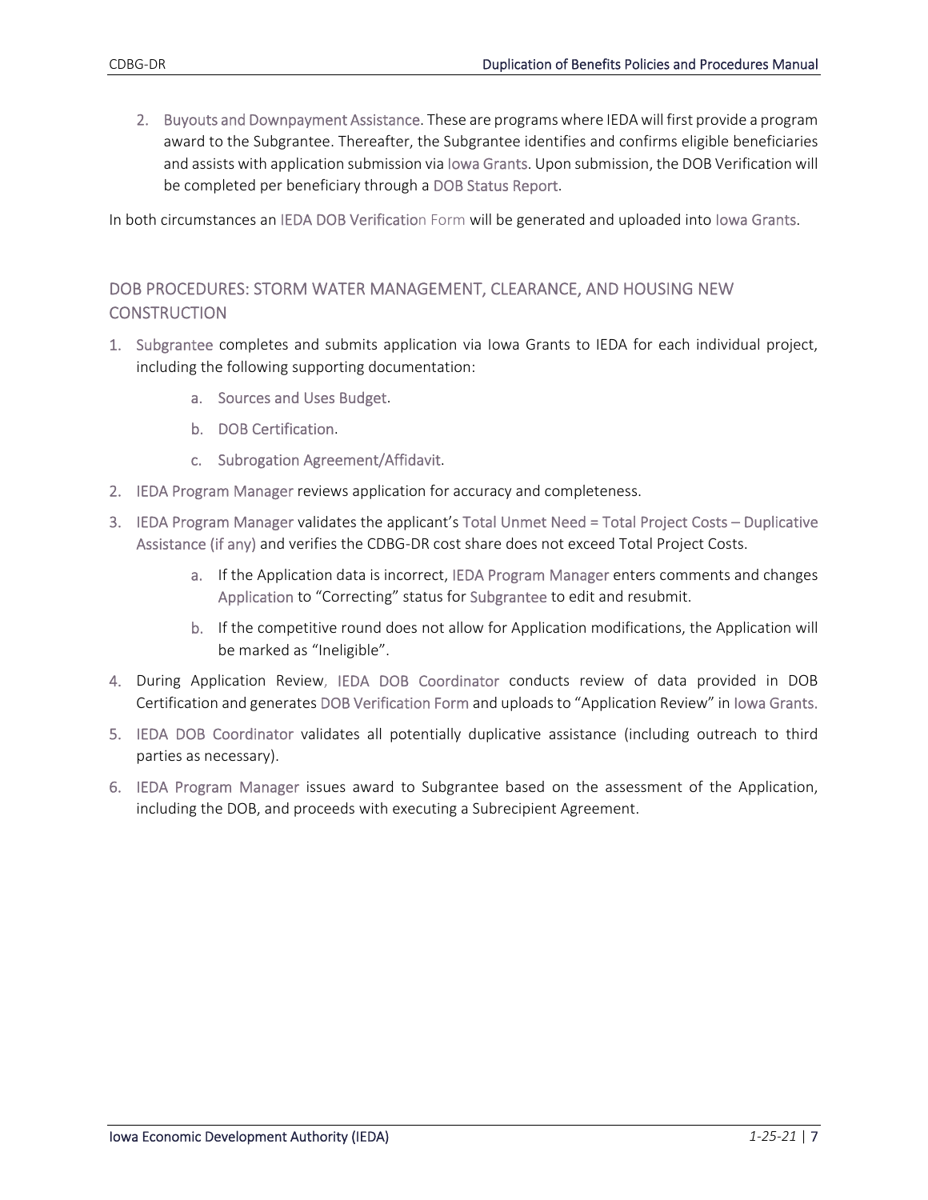2. Buyouts and Downpayment Assistance. These are programs where IEDA will first provide a program award to the Subgrantee. Thereafter, the Subgrantee identifies and confirms eligible beneficiaries and assists with application submission via Iowa Grants. Upon submission, the DOB Verification will be completed per beneficiary through a DOB Status Report.

In both circumstances an IEDA DOB Verification Form will be generated and uploaded into Iowa Grants.

## DOB PROCEDURES: STORM WATER MANAGEMENT, CLEARANCE, AND HOUSING NEW CONSTRUCTION

1. Subgrantee completes and submits application via Iowa Grants to IEDA for each individual project, including the following supporting documentation:
    a. Sources and Uses Budget.
    b. DOB Certification.
    c. Subrogation Agreement/Affidavit.
2. IEDA Program Manager reviews application for accuracy and completeness.
3. IEDA Program Manager validates the applicant's Total Unmet Need = Total Project Costs – Duplicative Assistance (if any) and verifies the CDBG-DR cost share does not exceed Total Project Costs.
    a. If the Application data is incorrect, IEDA Program Manager enters comments and changes Application to "Correcting" status for Subgrantee to edit and resubmit.
    b. If the competitive round does not allow for Application modifications, the Application will be marked as "Ineligible".
4. During Application Review, IEDA DOB Coordinator conducts review of data provided in DOB Certification and generates DOB Verification Form and uploads to "Application Review" in Iowa Grants.
5. IEDA DOB Coordinator validates all potentially duplicative assistance (including outreach to third parties as necessary).
6. IEDA Program Manager issues award to Subgrantee based on the assessment of the Application, including the DOB, and proceeds with executing a Subrecipient Agreement.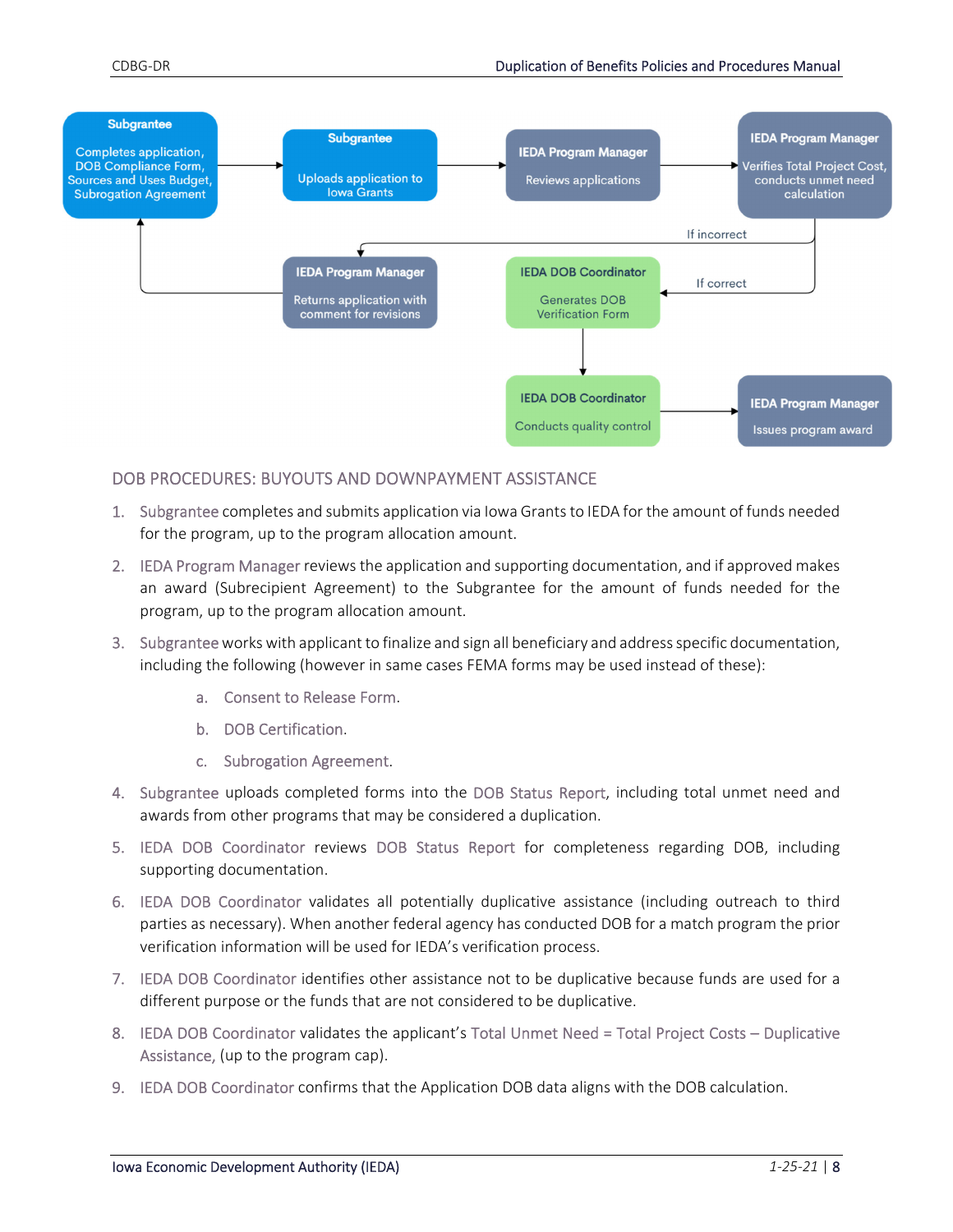**Subgrantee**
Completes application, DOB Compliance Form, Sources and Uses Budget, Subrogation Agreement

→ **Subgrantee**
Uploads application to Iowa Grants

→ **IEDA Program Manager**
Reviews applications

→ **IEDA Program Manager**
Verifies Total Project Cost, conducts unmet need calculation

If incorrect → **IEDA Program Manager**
Returns application with comment for revisions (→ back to Subgrantee)

If correct → **IEDA DOB Coordinator**
Generates DOB Verification Form

→ **IEDA DOB Coordinator**
Conducts quality control

→ **IEDA Program Manager**
Issues program award

## DOB PROCEDURES: BUYOUTS AND DOWNPAYMENT ASSISTANCE

1. Subgrantee completes and submits application via Iowa Grants to IEDA for the amount of funds needed for the program, up to the program allocation amount.
2. IEDA Program Manager reviews the application and supporting documentation, and if approved makes an award (Subrecipient Agreement) to the Subgrantee for the amount of funds needed for the program, up to the program allocation amount.
3. Subgrantee works with applicant to finalize and sign all beneficiary and address specific documentation, including the following (however in same cases FEMA forms may be used instead of these):
    a. Consent to Release Form.
    b. DOB Certification.
    c. Subrogation Agreement.
4. Subgrantee uploads completed forms into the DOB Status Report, including total unmet need and awards from other programs that may be considered a duplication.
5. IEDA DOB Coordinator reviews DOB Status Report for completeness regarding DOB, including supporting documentation.
6. IEDA DOB Coordinator validates all potentially duplicative assistance (including outreach to third parties as necessary). When another federal agency has conducted DOB for a match program the prior verification information will be used for IEDA's verification process.
7. IEDA DOB Coordinator identifies other assistance not to be duplicative because funds are used for a different purpose or the funds that are not considered to be duplicative.
8. IEDA DOB Coordinator validates the applicant's Total Unmet Need = Total Project Costs – Duplicative Assistance, (up to the program cap).
9. IEDA DOB Coordinator confirms that the Application DOB data aligns with the DOB calculation.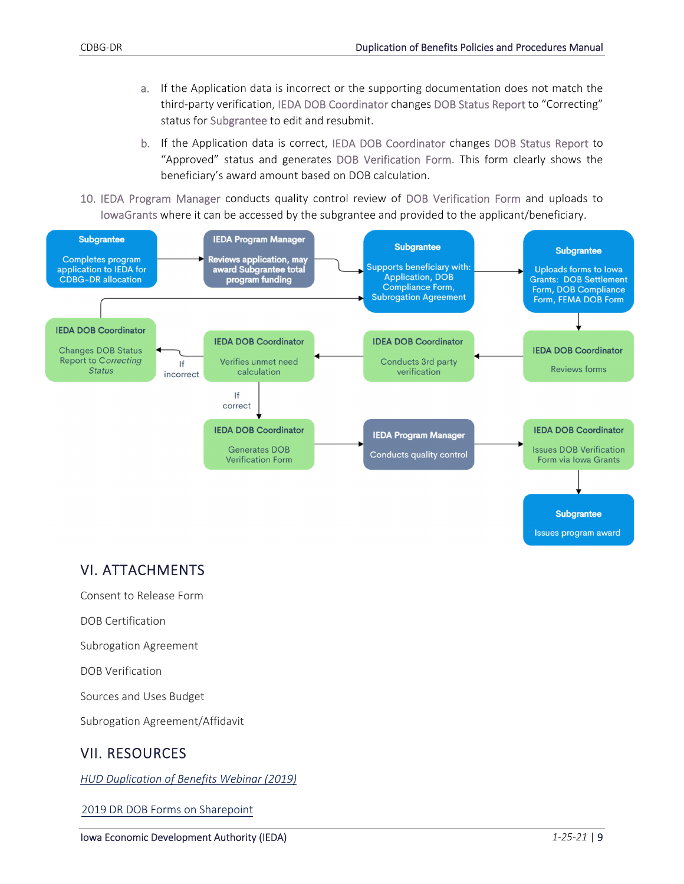a. If the Application data is incorrect or the supporting documentation does not match the third-party verification, IEDA DOB Coordinator changes DOB Status Report to “Correcting” status for Subgrantee to edit and resubmit.

b. If the Application data is correct, IEDA DOB Coordinator changes DOB Status Report to “Approved” status and generates DOB Verification Form. This form clearly shows the beneficiary’s award amount based on DOB calculation.

10. IEDA Program Manager conducts quality control review of DOB Verification Form and uploads to IowaGrants where it can be accessed by the subgrantee and provided to the applicant/beneficiary.

Subgrantee
Completes program application to IEDA for CDBG-DR allocation

IEDA Program Manager
Reviews application, may award Subgrantee total program funding

Subgrantee
Supports beneficiary with: Application, DOB Compliance Form, Subrogation Agreement

Subgrantee
Uploads forms to Iowa Grants: DOB Settlement Form, DOB Compliance Form, FEMA DOB Form

IEDA DOB Coordinator
Reviews forms

IDEA DOB Coordinator
Conducts 3rd party verification

IEDA DOB Coordinator
Verifies unmet need calculation

If incorrect

IEDA DOB Coordinator
Changes DOB Status Report to *Correcting Status*

If correct

IEDA DOB Coordinator
Generates DOB Verification Form

IEDA Program Manager
Conducts quality control

IEDA DOB Coordinator
Issues DOB Verification Form via Iowa Grants

Subgrantee
Issues program award

## VI. ATTACHMENTS

Consent to Release Form

DOB Certification

Subrogation Agreement

DOB Verification

Sources and Uses Budget

Subrogation Agreement/Affidavit

## VII. RESOURCES

*HUD Duplication of Benefits Webinar (2019)*

2019 DR DOB Forms on Sharepoint